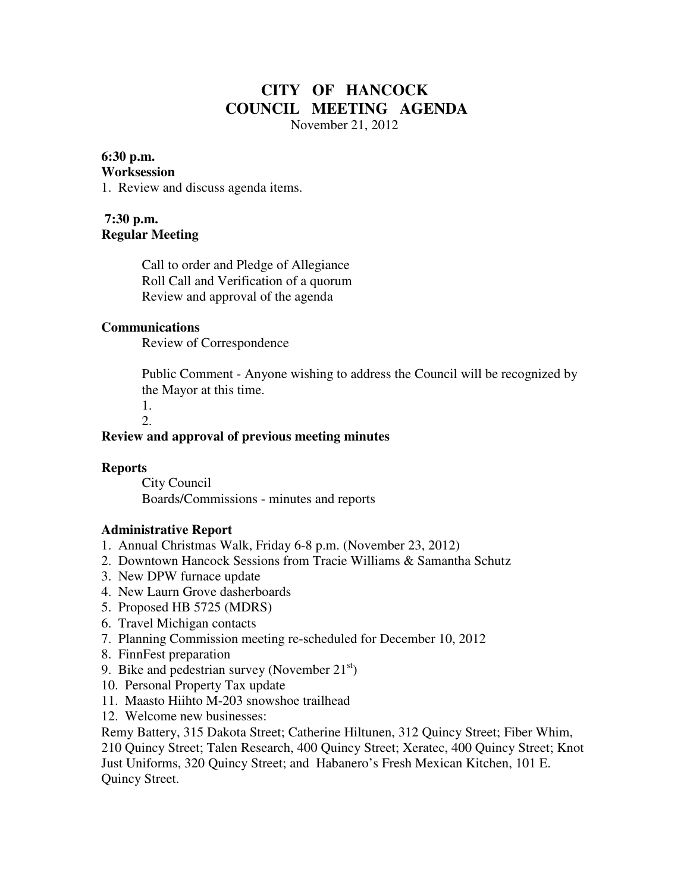# CITY OF HANCOCK
## COUNCIL MEETING AGENDA

November 21, 2012

**6:30 p.m.**
**Worksession**

1. Review and discuss agenda items.

**7:30 p.m.**
**Regular Meeting**

Call to order and Pledge of Allegiance
Roll Call and Verification of a quorum
Review and approval of the agenda

**Communications**

Review of Correspondence

Public Comment - Anyone wishing to address the Council will be recognized by the Mayor at this time.

1.
2.

**Review and approval of previous meeting minutes**

**Reports**

City Council
Boards/Commissions - minutes and reports

**Administrative Report**

1. Annual Christmas Walk, Friday 6-8 p.m. (November 23, 2012)
2. Downtown Hancock Sessions from Tracie Williams & Samantha Schutz
3. New DPW furnace update
4. New Laurn Grove dasherboards
5. Proposed HB 5725 (MDRS)
6. Travel Michigan contacts
7. Planning Commission meeting re-scheduled for December 10, 2012
8. FinnFest preparation
9. Bike and pedestrian survey (November 21st)
10. Personal Property Tax update
11. Maasto Hiihto M-203 snowshoe trailhead
12. Welcome new businesses:

Remy Battery, 315 Dakota Street; Catherine Hiltunen, 312 Quincy Street; Fiber Whim, 210 Quincy Street; Talen Research, 400 Quincy Street; Xeratec, 400 Quincy Street; Knot Just Uniforms, 320 Quincy Street; and Habanero's Fresh Mexican Kitchen, 101 E. Quincy Street.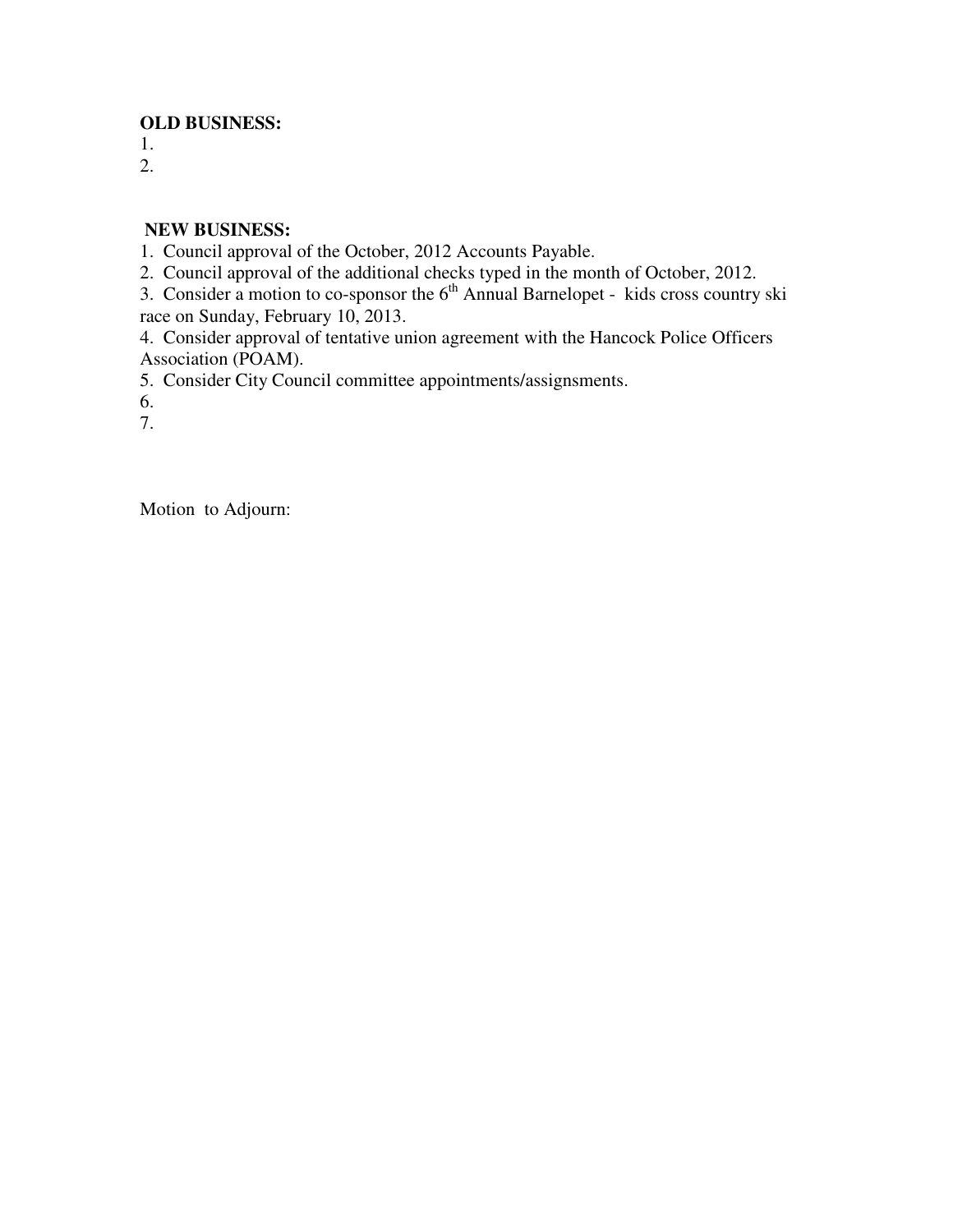**OLD BUSINESS:**

1.
2.

**NEW BUSINESS:**

1. Council approval of the October, 2012 Accounts Payable.
2. Council approval of the additional checks typed in the month of October, 2012.
3. Consider a motion to co-sponsor the 6th Annual Barnelopet - kids cross country ski race on Sunday, February 10, 2013.
4. Consider approval of tentative union agreement with the Hancock Police Officers Association (POAM).
5. Consider City Council committee appointments/assignsments.
6.
7.

Motion to Adjourn: